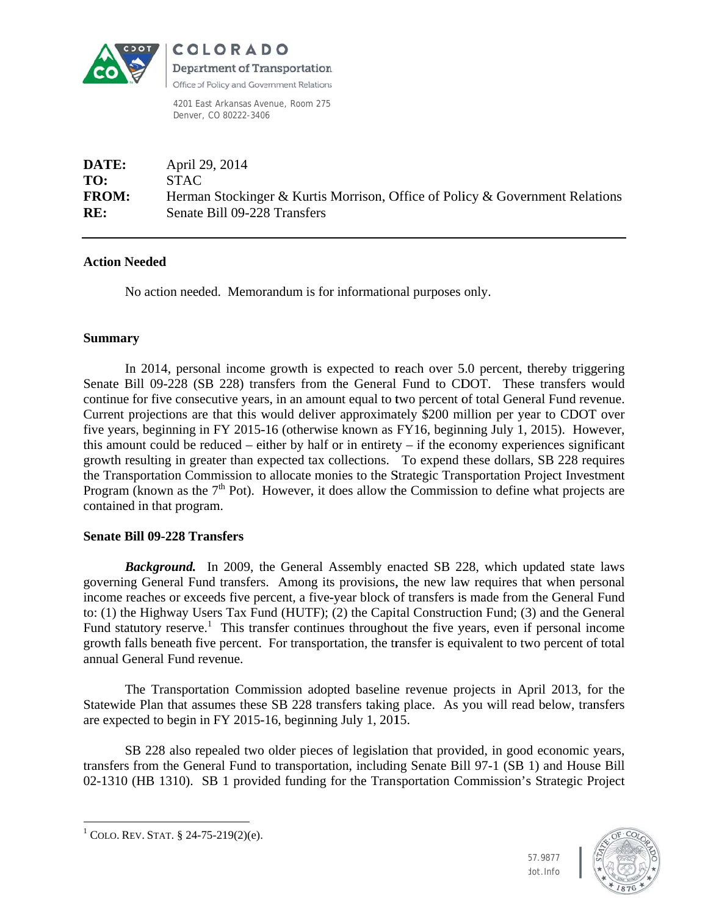COLORADO

Department of Transportation

Office of Policy and Government Relations

4201 East Arkansas Avenue, Room 275
Denver, CO 80222-3406

**DATE:** April 29, 2014
**TO:** STAC
**FROM:** Herman Stockinger & Kurtis Morrison, Office of Policy & Government Relations
**RE:** Senate Bill 09-228 Transfers

---

**Action Needed**

No action needed. Memorandum is for informational purposes only.

**Summary**

In 2014, personal income growth is expected to reach over 5.0 percent, thereby triggering Senate Bill 09-228 (SB 228) transfers from the General Fund to CDOT. These transfers would continue for five consecutive years, in an amount equal to two percent of total General Fund revenue. Current projections are that this would deliver approximately $200 million per year to CDOT over five years, beginning in FY 2015-16 (otherwise known as FY16, beginning July 1, 2015). However, this amount could be reduced – either by half or in entirety – if the economy experiences significant growth resulting in greater than expected tax collections. To expend these dollars, SB 228 requires the Transportation Commission to allocate monies to the Strategic Transportation Project Investment Program (known as the 7th Pot). However, it does allow the Commission to define what projects are contained in that program.

**Senate Bill 09-228 Transfers**

***Background.*** In 2009, the General Assembly enacted SB 228, which updated state laws governing General Fund transfers. Among its provisions, the new law requires that when personal income reaches or exceeds five percent, a five-year block of transfers is made from the General Fund to: (1) the Highway Users Tax Fund (HUTF); (2) the Capital Construction Fund; (3) and the General Fund statutory reserve.[1] This transfer continues throughout the five years, even if personal income growth falls beneath five percent. For transportation, the transfer is equivalent to two percent of total annual General Fund revenue.

The Transportation Commission adopted baseline revenue projects in April 2013, for the Statewide Plan that assumes these SB 228 transfers taking place. As you will read below, transfers are expected to begin in FY 2015-16, beginning July 1, 2015.

SB 228 also repealed two older pieces of legislation that provided, in good economic years, transfers from the General Fund to transportation, including Senate Bill 97-1 (SB 1) and House Bill 02-1310 (HB 1310). SB 1 provided funding for the Transportation Commission's Strategic Project

---

[1] COLO. REV. STAT. § 24-75-219(2)(e).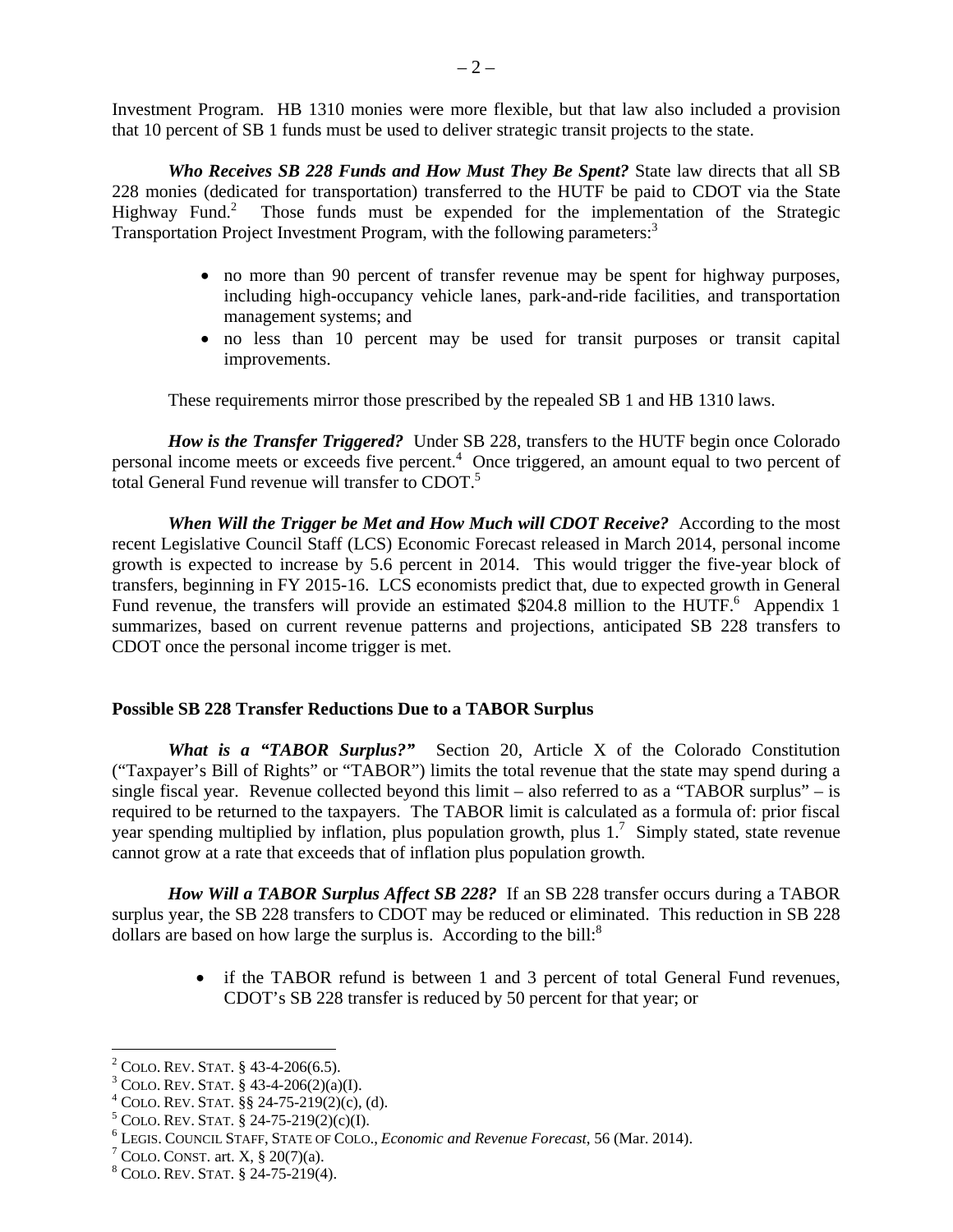Investment Program. HB 1310 monies were more flexible, but that law also included a provision that 10 percent of SB 1 funds must be used to deliver strategic transit projects to the state.

***Who Receives SB 228 Funds and How Must They Be Spent?*** State law directs that all SB 228 monies (dedicated for transportation) transferred to the HUTF be paid to CDOT via the State Highway Fund.[2] Those funds must be expended for the implementation of the Strategic Transportation Project Investment Program, with the following parameters:[3]

- no more than 90 percent of transfer revenue may be spent for highway purposes, including high-occupancy vehicle lanes, park-and-ride facilities, and transportation management systems; and
- no less than 10 percent may be used for transit purposes or transit capital improvements.

These requirements mirror those prescribed by the repealed SB 1 and HB 1310 laws.

***How is the Transfer Triggered?*** Under SB 228, transfers to the HUTF begin once Colorado personal income meets or exceeds five percent.[4] Once triggered, an amount equal to two percent of total General Fund revenue will transfer to CDOT.[5]

***When Will the Trigger be Met and How Much will CDOT Receive?*** According to the most recent Legislative Council Staff (LCS) Economic Forecast released in March 2014, personal income growth is expected to increase by 5.6 percent in 2014. This would trigger the five-year block of transfers, beginning in FY 2015-16. LCS economists predict that, due to expected growth in General Fund revenue, the transfers will provide an estimated $204.8 million to the HUTF.[6] Appendix 1 summarizes, based on current revenue patterns and projections, anticipated SB 228 transfers to CDOT once the personal income trigger is met.

**Possible SB 228 Transfer Reductions Due to a TABOR Surplus**

***What is a "TABOR Surplus?"*** Section 20, Article X of the Colorado Constitution ("Taxpayer's Bill of Rights" or "TABOR") limits the total revenue that the state may spend during a single fiscal year. Revenue collected beyond this limit – also referred to as a "TABOR surplus" – is required to be returned to the taxpayers. The TABOR limit is calculated as a formula of: prior fiscal year spending multiplied by inflation, plus population growth, plus 1.[7] Simply stated, state revenue cannot grow at a rate that exceeds that of inflation plus population growth.

***How Will a TABOR Surplus Affect SB 228?*** If an SB 228 transfer occurs during a TABOR surplus year, the SB 228 transfers to CDOT may be reduced or eliminated. This reduction in SB 228 dollars are based on how large the surplus is. According to the bill:[8]

- if the TABOR refund is between 1 and 3 percent of total General Fund revenues, CDOT's SB 228 transfer is reduced by 50 percent for that year; or

[2] COLO. REV. STAT. § 43-4-206(6.5).
[3] COLO. REV. STAT. § 43-4-206(2)(a)(I).
[4] COLO. REV. STAT. §§ 24-75-219(2)(c), (d).
[5] COLO. REV. STAT. § 24-75-219(2)(c)(I).
[6] LEGIS. COUNCIL STAFF, STATE OF COLO., *Economic and Revenue Forecast*, 56 (Mar. 2014).
[7] COLO. CONST. art. X, § 20(7)(a).
[8] COLO. REV. STAT. § 24-75-219(4).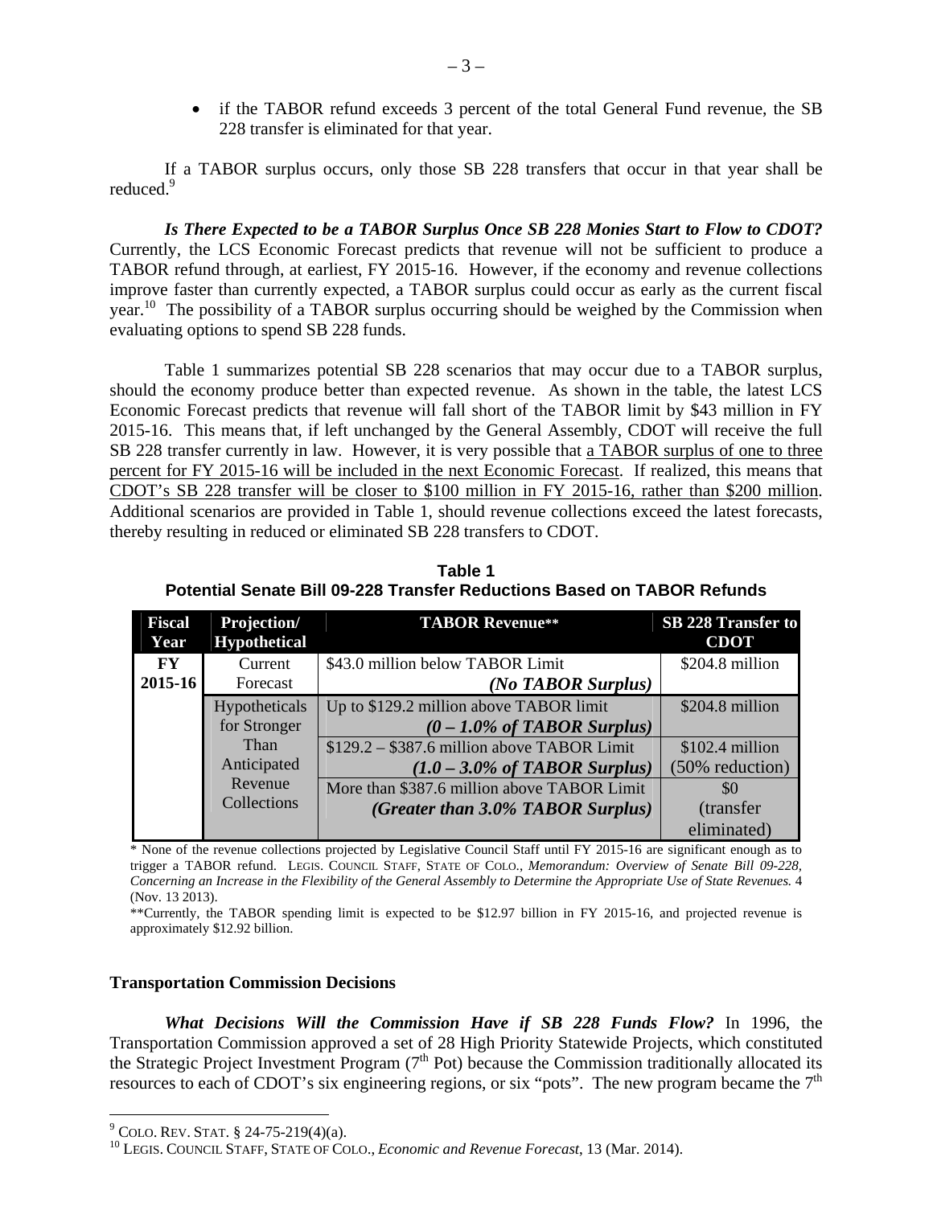- if the TABOR refund exceeds 3 percent of the total General Fund revenue, the SB 228 transfer is eliminated for that year.

If a TABOR surplus occurs, only those SB 228 transfers that occur in that year shall be reduced.[9]

***Is There Expected to be a TABOR Surplus Once SB 228 Monies Start to Flow to CDOT?*** Currently, the LCS Economic Forecast predicts that revenue will not be sufficient to produce a TABOR refund through, at earliest, FY 2015-16. However, if the economy and revenue collections improve faster than currently expected, a TABOR surplus could occur as early as the current fiscal year.[10] The possibility of a TABOR surplus occurring should be weighed by the Commission when evaluating options to spend SB 228 funds.

Table 1 summarizes potential SB 228 scenarios that may occur due to a TABOR surplus, should the economy produce better than expected revenue. As shown in the table, the latest LCS Economic Forecast predicts that revenue will fall short of the TABOR limit by $43 million in FY 2015-16. This means that, if left unchanged by the General Assembly, CDOT will receive the full SB 228 transfer currently in law. However, it is very possible that <u>a TABOR surplus of one to three percent for FY 2015-16 will be included in the next Economic Forecast</u>. If realized, this means that <u>CDOT's SB 228 transfer will be closer to $100 million in FY 2015-16, rather than $200 million</u>. Additional scenarios are provided in Table 1, should revenue collections exceed the latest forecasts, thereby resulting in reduced or eliminated SB 228 transfers to CDOT.

**Table 1**
**Potential Senate Bill 09-228 Transfer Reductions Based on TABOR Refunds**

| Fiscal Year | Projection/ Hypothetical | TABOR Revenue** | SB 228 Transfer to CDOT |
|---|---|---|---|
| FY 2015-16 | Current Forecast | $43.0 million below TABOR Limit ***(No TABOR Surplus)*** | $204.8 million |
| | Hypotheticals for Stronger Than Anticipated Revenue Collections | Up to $129.2 million above TABOR limit ***(0 – 1.0% of TABOR Surplus)*** | $204.8 million |
| | | $129.2 – $387.6 million above TABOR Limit ***(1.0 – 3.0% of TABOR Surplus)*** | $102.4 million (50% reduction) |
| | | More than $387.6 million above TABOR Limit ***(Greater than 3.0% TABOR Surplus)*** | $0 (transfer eliminated) |

\* None of the revenue collections projected by Legislative Council Staff until FY 2015-16 are significant enough as to trigger a TABOR refund. LEGIS. COUNCIL STAFF, STATE OF COLO., *Memorandum: Overview of Senate Bill 09-228, Concerning an Increase in the Flexibility of the General Assembly to Determine the Appropriate Use of State Revenues.* 4 (Nov. 13 2013).

\*\*Currently, the TABOR spending limit is expected to be $12.97 billion in FY 2015-16, and projected revenue is approximately $12.92 billion.

**Transportation Commission Decisions**

***What Decisions Will the Commission Have if SB 228 Funds Flow?*** In 1996, the Transportation Commission approved a set of 28 High Priority Statewide Projects, which constituted the Strategic Project Investment Program (7th Pot) because the Commission traditionally allocated its resources to each of CDOT's six engineering regions, or six "pots". The new program became the 7th

[9] COLO. REV. STAT. § 24-75-219(4)(a).
[10] LEGIS. COUNCIL STAFF, STATE OF COLO., *Economic and Revenue Forecast*, 13 (Mar. 2014).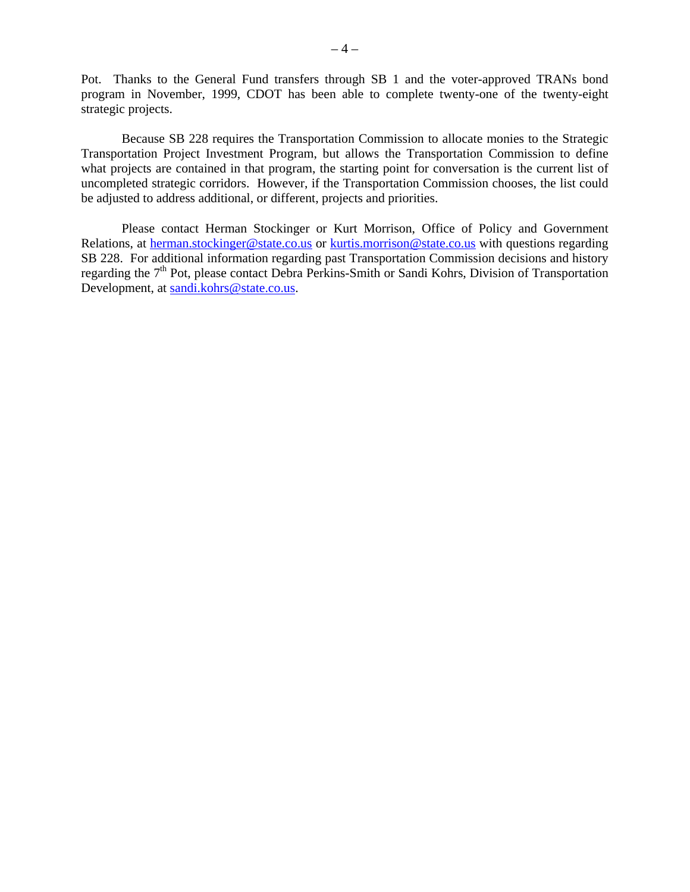Pot. Thanks to the General Fund transfers through SB 1 and the voter-approved TRANs bond program in November, 1999, CDOT has been able to complete twenty-one of the twenty-eight strategic projects.

Because SB 228 requires the Transportation Commission to allocate monies to the Strategic Transportation Project Investment Program, but allows the Transportation Commission to define what projects are contained in that program, the starting point for conversation is the current list of uncompleted strategic corridors. However, if the Transportation Commission chooses, the list could be adjusted to address additional, or different, projects and priorities.

Please contact Herman Stockinger or Kurt Morrison, Office of Policy and Government Relations, at herman.stockinger@state.co.us or kurtis.morrison@state.co.us with questions regarding SB 228. For additional information regarding past Transportation Commission decisions and history regarding the 7th Pot, please contact Debra Perkins-Smith or Sandi Kohrs, Division of Transportation Development, at sandi.kohrs@state.co.us.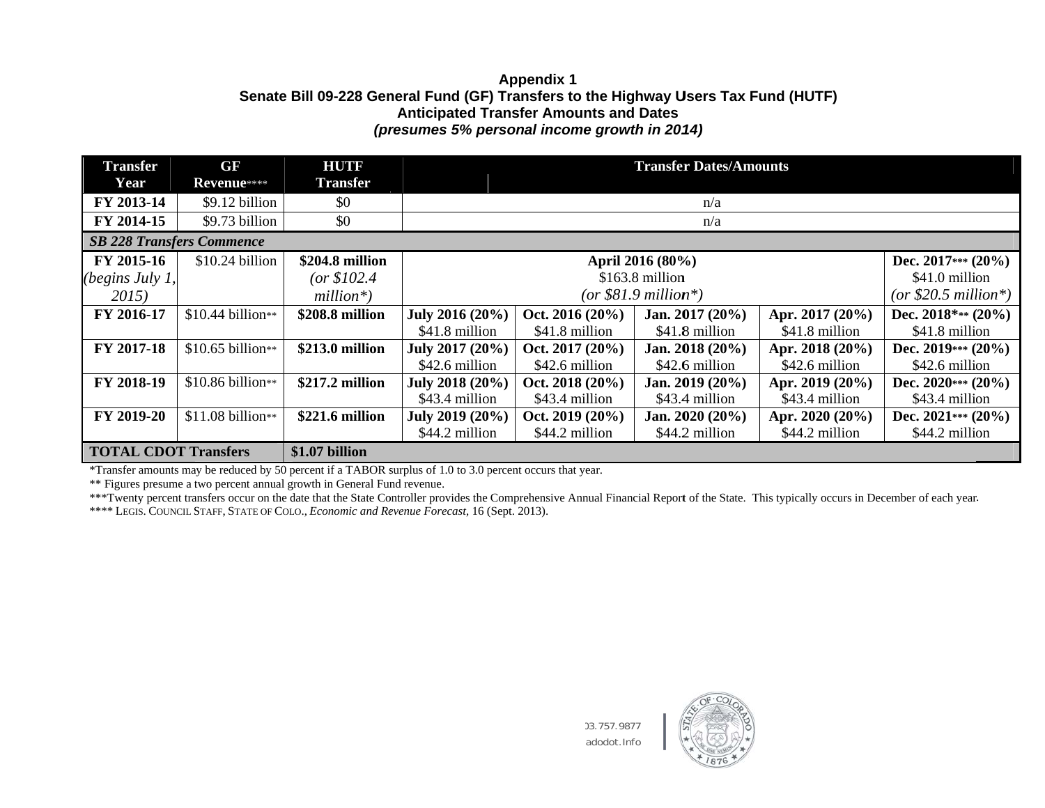**Appendix 1**

**Senate Bill 09-228 General Fund (GF) Transfers to the Highway Users Tax Fund (HUTF)**

**Anticipated Transfer Amounts and Dates**

***(presumes 5% personal income growth in 2014)***

| Transfer Year | GF Revenue**** | HUTF Transfer | Transfer Dates/Amounts | | | | |
|---|---|---|---|---|---|---|---|
| **FY 2013-14** | $9.12 billion | $0 | n/a | | | | |
| **FY 2014-15** | $9.73 billion | $0 | n/a | | | | |
| ***SB 228 Transfers Commence*** | | | | | | | |
| **FY 2015-16** *(begins July 1, 2015)* | $10.24 billion | **$204.8 million** *(or $102.4 million*)* | **April 2016 (80%)** $163.8 million *(or $81.9 million*)* | | | | **Dec. 2017*** (20%)** $41.0 million *(or $20.5 million*)* |
| **FY 2016-17** | $10.44 billion** | **$208.8 million** | **July 2016 (20%)** $41.8 million | **Oct. 2016 (20%)** $41.8 million | **Jan. 2017 (20%)** $41.8 million | **Apr. 2017 (20%)** $41.8 million | **Dec. 2018*** (20%)** $41.8 million |
| **FY 2017-18** | $10.65 billion** | **$213.0 million** | **July 2017 (20%)** $42.6 million | **Oct. 2017 (20%)** $42.6 million | **Jan. 2018 (20%)** $42.6 million | **Apr. 2018 (20%)** $42.6 million | **Dec. 2019*** (20%)** $42.6 million |
| **FY 2018-19** | $10.86 billion** | **$217.2 million** | **July 2018 (20%)** $43.4 million | **Oct. 2018 (20%)** $43.4 million | **Jan. 2019 (20%)** $43.4 million | **Apr. 2019 (20%)** $43.4 million | **Dec. 2020*** (20%)** $43.4 million |
| **FY 2019-20** | $11.08 billion** | **$221.6 million** | **July 2019 (20%)** $44.2 million | **Oct. 2019 (20%)** $44.2 million | **Jan. 2020 (20%)** $44.2 million | **Apr. 2020 (20%)** $44.2 million | **Dec. 2021*** (20%)** $44.2 million |
| **TOTAL CDOT Transfers** | | **$1.07 billion** | | | | | |

*Transfer amounts may be reduced by 50 percent if a TABOR surplus of 1.0 to 3.0 percent occurs that year.

** Figures presume a two percent annual growth in General Fund revenue.

***Twenty percent transfers occur on the date that the State Controller provides the Comprehensive Annual Financial Report of the State. This typically occurs in December of each year.

**** LEGIS. COUNCIL STAFF, STATE OF COLO., *Economic and Revenue Forecast*, 16 (Sept. 2013).